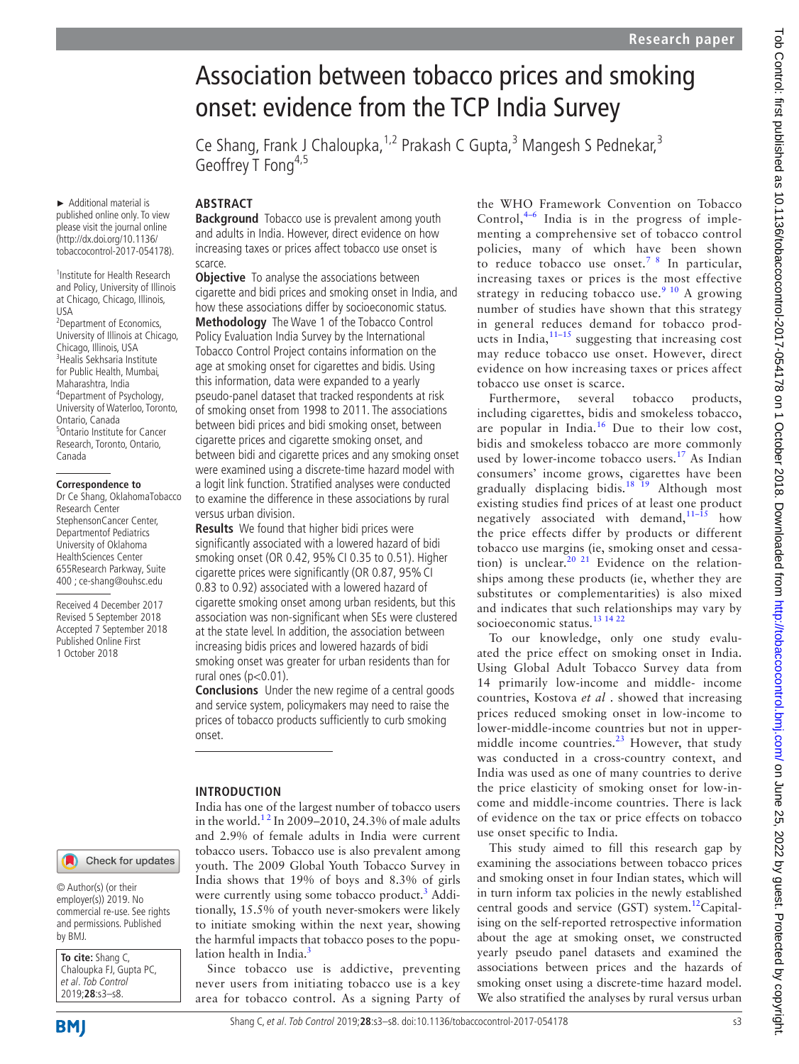# Association between tobacco prices and smoking onset: evidence from the TCP India Survey

Ce Shang, Frank J Chaloupka,[1,2] Prakash C Gupta,[3] Mangesh S Pednekar,[3] Geoffrey T Fong[4,5]

► Additional material is published online only. To view please visit the journal online (http://dx.doi.org/10.1136/tobaccocontrol-2017-054178).

[1]Institute for Health Research and Policy, University of Illinois at Chicago, Chicago, Illinois, USA
[2]Department of Economics, University of Illinois at Chicago, Chicago, Illinois, USA
[3]Healis Sekhsaria Institute for Public Health, Mumbai, Maharashtra, India
[4]Department of Psychology, University of Waterloo, Toronto, Ontario, Canada
[5]Ontario Institute for Cancer Research, Toronto, Ontario, Canada

**Correspondence to**
Dr Ce Shang, OklahomaTobacco Research Center StephensonCancer Center, Departmentof Pediatrics University of Oklahoma HealthSciences Center 655Research Parkway, Suite 400 ; ce-shang@ouhsc.edu

Received 4 December 2017
Revised 5 September 2018
Accepted 7 September 2018
Published Online First 1 October 2018

© Author(s) (or their employer(s)) 2019. No commercial re-use. See rights and permissions. Published by BMJ.

**To cite:** Shang C, Chaloupka FJ, Gupta PC, *et al. Tob Control* 2019;**28**:s3–s8.

## ABSTRACT

**Background** Tobacco use is prevalent among youth and adults in India. However, direct evidence on how increasing taxes or prices affect tobacco use onset is scarce.

**Objective** To analyse the associations between cigarette and bidi prices and smoking onset in India, and how these associations differ by socioeconomic status.

**Methodology** The Wave 1 of the Tobacco Control Policy Evaluation India Survey by the International Tobacco Control Project contains information on the age at smoking onset for cigarettes and bidis. Using this information, data were expanded to a yearly pseudo-panel dataset that tracked respondents at risk of smoking onset from 1998 to 2011. The associations between bidi prices and bidi smoking onset, between cigarette prices and cigarette smoking onset, and between bidi and cigarette prices and any smoking onset were examined using a discrete-time hazard model with a logit link function. Stratified analyses were conducted to examine the difference in these associations by rural versus urban division.

**Results** We found that higher bidi prices were significantly associated with a lowered hazard of bidi smoking onset (OR 0.42, 95% CI 0.35 to 0.51). Higher cigarette prices were significantly (OR 0.87, 95% CI 0.83 to 0.92) associated with a lowered hazard of cigarette smoking onset among urban residents, but this association was non-significant when SEs were clustered at the state level. In addition, the association between increasing bidis prices and lowered hazards of bidi smoking onset was greater for urban residents than for rural ones ($p<0.01$).

**Conclusions** Under the new regime of a central goods and service system, policymakers may need to raise the prices of tobacco products sufficiently to curb smoking onset.

## INTRODUCTION

India has one of the largest number of tobacco users in the world.[1,2] In 2009–2010, 24.3% of male adults and 2.9% of female adults in India were current tobacco users. Tobacco use is also prevalent among youth. The 2009 Global Youth Tobacco Survey in India shows that 19% of boys and 8.3% of girls were currently using some tobacco product.[3] Additionally, 15.5% of youth never-smokers were likely to initiate smoking within the next year, showing the harmful impacts that tobacco poses to the population health in India.[3]

Since tobacco use is addictive, preventing never users from initiating tobacco use is a key area for tobacco control. As a signing Party of the WHO Framework Convention on Tobacco Control,[4–6] India is in the progress of implementing a comprehensive set of tobacco control policies, many of which have been shown to reduce tobacco use onset.[7,8] In particular, increasing taxes or prices is the most effective strategy in reducing tobacco use.[9,10] A growing number of studies have shown that this strategy in general reduces demand for tobacco products in India,[11–15] suggesting that increasing cost may reduce tobacco use onset. However, direct evidence on how increasing taxes or prices affect tobacco use onset is scarce.

Furthermore, several tobacco products, including cigarettes, bidis and smokeless tobacco, are popular in India.[16] Due to their low cost, bidis and smokeless tobacco are more commonly used by lower-income tobacco users.[17] As Indian consumers' income grows, cigarettes have been gradually displacing bidis.[18,19] Although most existing studies find prices of at least one product negatively associated with demand,[11–15] how the price effects differ by products or different tobacco use margins (ie, smoking onset and cessation) is unclear.[20,21] Evidence on the relationships among these products (ie, whether they are substitutes or complementarities) is also mixed and indicates that such relationships may vary by socioeconomic status.[13,14,22]

To our knowledge, only one study evaluated the price effect on smoking onset in India. Using Global Adult Tobacco Survey data from 14 primarily low-income and middle- income countries, Kostova *et al* . showed that increasing prices reduced smoking onset in low-income to lower-middle-income countries but not in upper-middle income countries.[23] However, that study was conducted in a cross-country context, and India was used as one of many countries to derive the price elasticity of smoking onset for low-income and middle-income countries. There is lack of evidence on the tax or price effects on tobacco use onset specific to India.

This study aimed to fill this research gap by examining the associations between tobacco prices and smoking onset in four Indian states, which will in turn inform tax policies in the newly established central goods and service (GST) system.[12]Capitalising on the self-reported retrospective information about the age at smoking onset, we constructed yearly pseudo panel datasets and examined the associations between prices and the hazards of smoking onset using a discrete-time hazard model. We also stratified the analyses by rural versus urban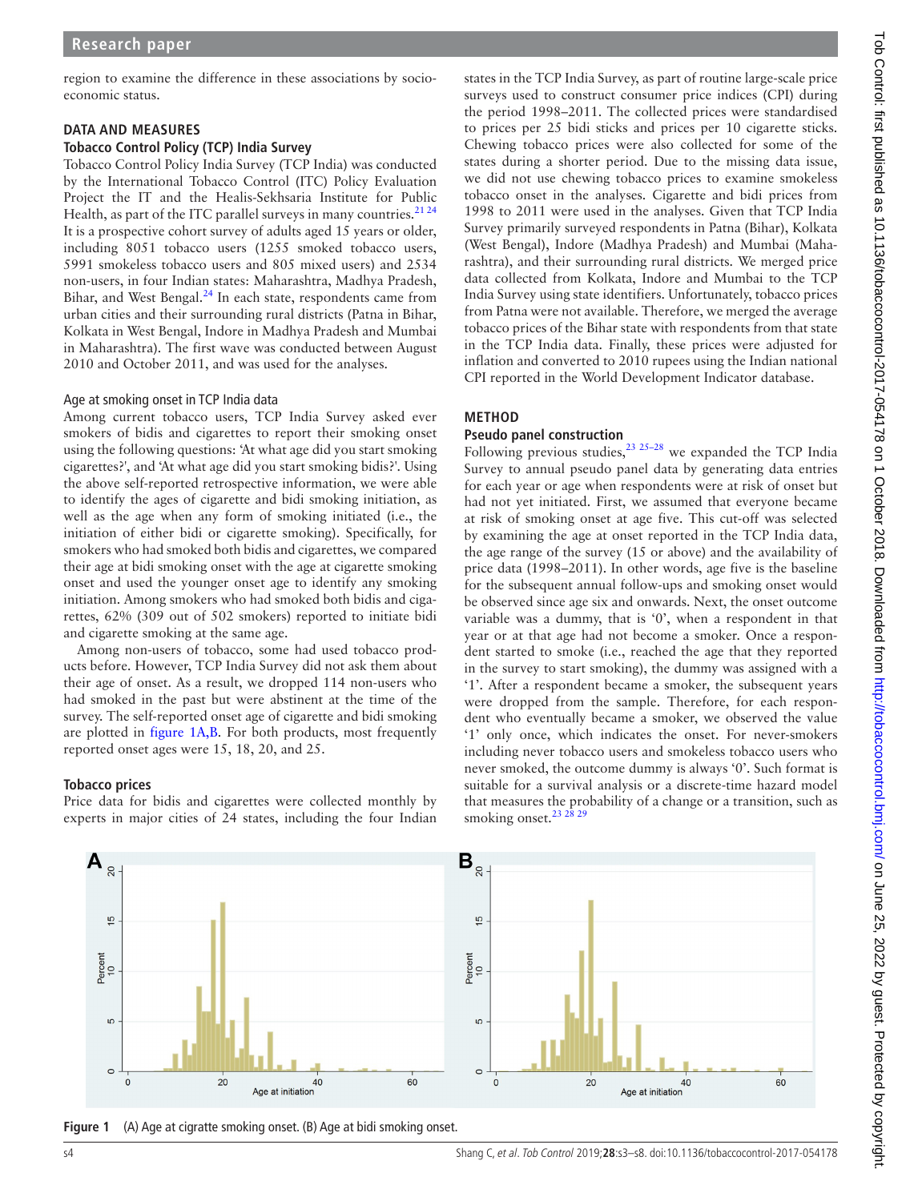region to examine the difference in these associations by socioeconomic status.

## DATA AND MEASURES

### Tobacco Control Policy (TCP) India Survey

Tobacco Control Policy India Survey (TCP India) was conducted by the International Tobacco Control (ITC) Policy Evaluation Project the IT and the Healis-Sekhsaria Institute for Public Health, as part of the ITC parallel surveys in many countries.[21 24] It is a prospective cohort survey of adults aged 15 years or older, including 8051 tobacco users (1255 smoked tobacco users, 5991 smokeless tobacco users and 805 mixed users) and 2534 non-users, in four Indian states: Maharashtra, Madhya Pradesh, Bihar, and West Bengal.[24] In each state, respondents came from urban cities and their surrounding rural districts (Patna in Bihar, Kolkata in West Bengal, Indore in Madhya Pradesh and Mumbai in Maharashtra). The first wave was conducted between August 2010 and October 2011, and was used for the analyses.

#### Age at smoking onset in TCP India data

Among current tobacco users, TCP India Survey asked ever smokers of bidis and cigarettes to report their smoking onset using the following questions: 'At what age did you start smoking cigarettes?', and 'At what age did you start smoking bidis?'. Using the above self-reported retrospective information, we were able to identify the ages of cigarette and bidi smoking initiation, as well as the age when any form of smoking initiated (i.e., the initiation of either bidi or cigarette smoking). Specifically, for smokers who had smoked both bidis and cigarettes, we compared their age at bidi smoking onset with the age at cigarette smoking onset and used the younger onset age to identify any smoking initiation. Among smokers who had smoked both bidis and cigarettes, 62% (309 out of 502 smokers) reported to initiate bidi and cigarette smoking at the same age.

Among non-users of tobacco, some had used tobacco products before. However, TCP India Survey did not ask them about their age of onset. As a result, we dropped 114 non-users who had smoked in the past but were abstinent at the time of the survey. The self-reported onset age of cigarette and bidi smoking are plotted in figure 1A,B. For both products, most frequently reported onset ages were 15, 18, 20, and 25.

### Tobacco prices

Price data for bidis and cigarettes were collected monthly by experts in major cities of 24 states, including the four Indian states in the TCP India Survey, as part of routine large-scale price surveys used to construct consumer price indices (CPI) during the period 1998–2011. The collected prices were standardised to prices per 25 bidi sticks and prices per 10 cigarette sticks. Chewing tobacco prices were also collected for some of the states during a shorter period. Due to the missing data issue, we did not use chewing tobacco prices to examine smokeless tobacco onset in the analyses. Cigarette and bidi prices from 1998 to 2011 were used in the analyses. Given that TCP India Survey primarily surveyed respondents in Patna (Bihar), Kolkata (West Bengal), Indore (Madhya Pradesh) and Mumbai (Maharashtra), and their surrounding rural districts. We merged price data collected from Kolkata, Indore and Mumbai to the TCP India Survey using state identifiers. Unfortunately, tobacco prices from Patna were not available. Therefore, we merged the average tobacco prices of the Bihar state with respondents from that state in the TCP India data. Finally, these prices were adjusted for inflation and converted to 2010 rupees using the Indian national CPI reported in the World Development Indicator database.

## METHOD

### Pseudo panel construction

Following previous studies,[23 25–28] we expanded the TCP India Survey to annual pseudo panel data by generating data entries for each year or age when respondents were at risk of onset but had not yet initiated. First, we assumed that everyone became at risk of smoking onset at age five. This cut-off was selected by examining the age at onset reported in the TCP India data, the age range of the survey (15 or above) and the availability of price data (1998–2011). In other words, age five is the baseline for the subsequent annual follow-ups and smoking onset would be observed since age six and onwards. Next, the onset outcome variable was a dummy, that is '0', when a respondent in that year or at that age had not become a smoker. Once a respondent started to smoke (i.e., reached the age that they reported in the survey to start smoking), the dummy was assigned with a '1'. After a respondent became a smoker, the subsequent years were dropped from the sample. Therefore, for each respondent who eventually became a smoker, we observed the value '1' only once, which indicates the onset. For never-smokers including never tobacco users and smokeless tobacco users who never smoked, the outcome dummy is always '0'. Such format is suitable for a survival analysis or a discrete-time hazard model that measures the probability of a change or a transition, such as smoking onset.[23 28 29]

**Figure 1** (A) Age at cigratte smoking onset. (B) Age at bidi smoking onset.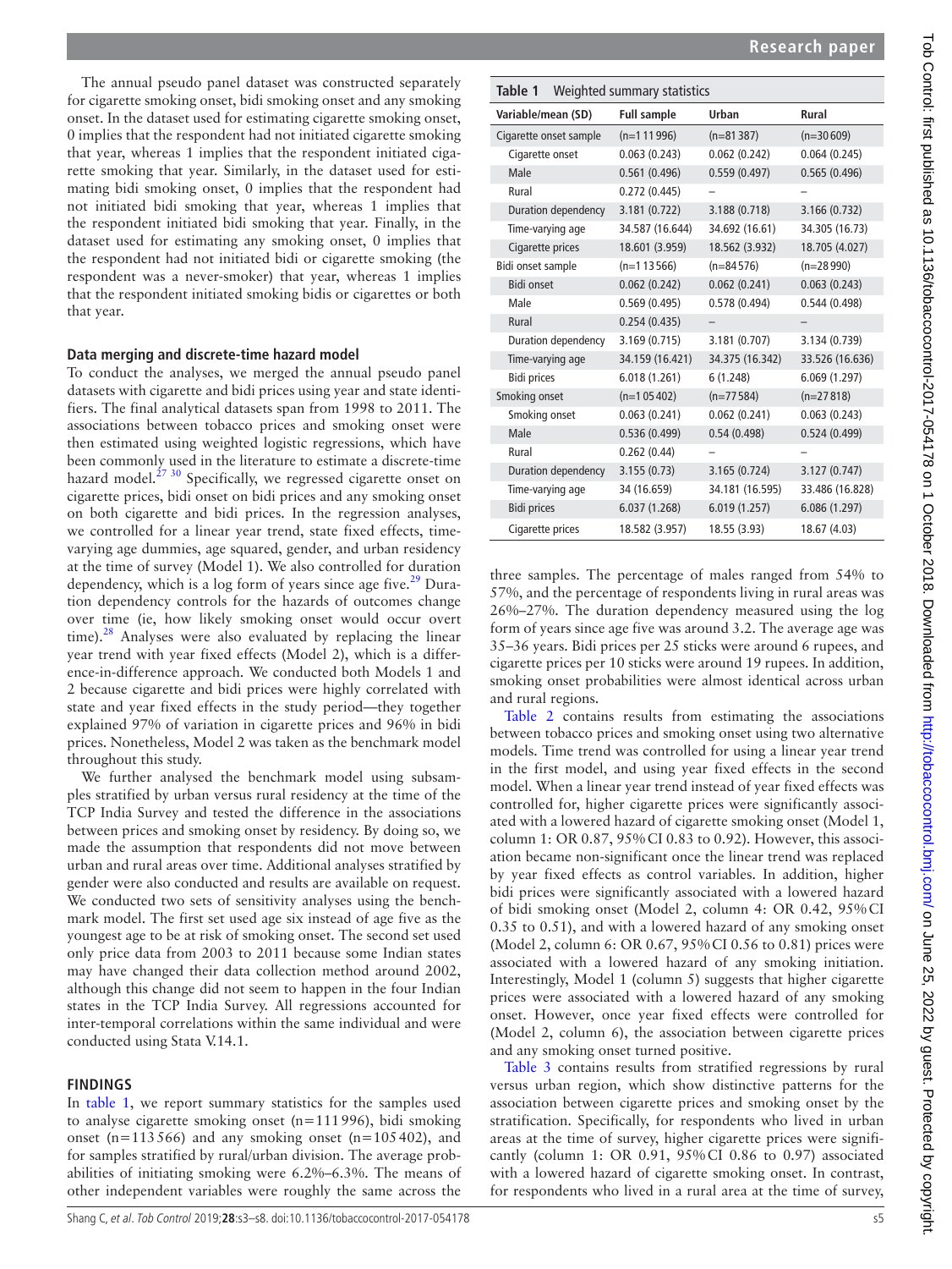The annual pseudo panel dataset was constructed separately for cigarette smoking onset, bidi smoking onset and any smoking onset. In the dataset used for estimating cigarette smoking onset, 0 implies that the respondent had not initiated cigarette smoking that year, whereas 1 implies that the respondent initiated cigarette smoking that year. Similarly, in the dataset used for estimating bidi smoking onset, 0 implies that the respondent had not initiated bidi smoking that year, whereas 1 implies that the respondent initiated bidi smoking that year. Finally, in the dataset used for estimating any smoking onset, 0 implies that the respondent had not initiated bidi or cigarette smoking (the respondent was a never-smoker) that year, whereas 1 implies that the respondent initiated smoking bidis or cigarettes or both that year.

### Data merging and discrete-time hazard model

To conduct the analyses, we merged the annual pseudo panel datasets with cigarette and bidi prices using year and state identifiers. The final analytical datasets span from 1998 to 2011. The associations between tobacco prices and smoking onset were then estimated using weighted logistic regressions, which have been commonly used in the literature to estimate a discrete-time hazard model.[27 30] Specifically, we regressed cigarette onset on cigarette prices, bidi onset on bidi prices and any smoking onset on both cigarette and bidi prices. In the regression analyses, we controlled for a linear year trend, state fixed effects, time-varying age dummies, age squared, gender, and urban residency at the time of survey (Model 1). We also controlled for duration dependency, which is a log form of years since age five.[29] Duration dependency controls for the hazards of outcomes change over time (ie, how likely smoking onset would occur overt time).[28] Analyses were also evaluated by replacing the linear year trend with year fixed effects (Model 2), which is a difference-in-difference approach. We conducted both Models 1 and 2 because cigarette and bidi prices were highly correlated with state and year fixed effects in the study period—they together explained 97% of variation in cigarette prices and 96% in bidi prices. Nonetheless, Model 2 was taken as the benchmark model throughout this study.

We further analysed the benchmark model using subsamples stratified by urban versus rural residency at the time of the TCP India Survey and tested the difference in the associations between prices and smoking onset by residency. By doing so, we made the assumption that respondents did not move between urban and rural areas over time. Additional analyses stratified by gender were also conducted and results are available on request. We conducted two sets of sensitivity analyses using the benchmark model. The first set used age six instead of age five as the youngest age to be at risk of smoking onset. The second set used only price data from 2003 to 2011 because some Indian states may have changed their data collection method around 2002, although this change did not seem to happen in the four Indian states in the TCP India Survey. All regressions accounted for inter-temporal correlations within the same individual and were conducted using Stata V.14.1.

## FINDINGS

In table 1, we report summary statistics for the samples used to analyse cigarette smoking onset (n=111 996), bidi smoking onset (n=113 566) and any smoking onset (n=105 402), and for samples stratified by rural/urban division. The average probabilities of initiating smoking were 6.2%–6.3%. The means of other independent variables were roughly the same across the three samples. The percentage of males ranged from 54% to 57%, and the percentage of respondents living in rural areas was 26%–27%. The duration dependency measured using the log form of years since age five was around 3.2. The average age was 35–36 years. Bidi prices per 25 sticks were around 6 rupees, and cigarette prices per 10 sticks were around 19 rupees. In addition, smoking onset probabilities were almost identical across urban and rural regions.

**Table 1** Weighted summary statistics

| Variable/mean (SD) | Full sample | Urban | Rural |
|---|---|---|---|
| Cigarette onset sample | (n=111 996) | (n=81 387) | (n=30 609) |
| Cigarette onset | 0.063 (0.243) | 0.062 (0.242) | 0.064 (0.245) |
| Male | 0.561 (0.496) | 0.559 (0.497) | 0.565 (0.496) |
| Rural | 0.272 (0.445) | – | – |
| Duration dependency | 3.181 (0.722) | 3.188 (0.718) | 3.166 (0.732) |
| Time-varying age | 34.587 (16.644) | 34.692 (16.61) | 34.305 (16.73) |
| Cigarette prices | 18.601 (3.959) | 18.562 (3.932) | 18.705 (4.027) |
| Bidi onset sample | (n=113 566) | (n=84 576) | (n=28 990) |
| Bidi onset | 0.062 (0.242) | 0.062 (0.241) | 0.063 (0.243) |
| Male | 0.569 (0.495) | 0.578 (0.494) | 0.544 (0.498) |
| Rural | 0.254 (0.435) | – | – |
| Duration dependency | 3.169 (0.715) | 3.181 (0.707) | 3.134 (0.739) |
| Time-varying age | 34.159 (16.421) | 34.375 (16.342) | 33.526 (16.636) |
| Bidi prices | 6.018 (1.261) | 6 (1.248) | 6.069 (1.297) |
| Smoking onset | (n=105 402) | (n=77 584) | (n=27 818) |
| Smoking onset | 0.063 (0.241) | 0.062 (0.241) | 0.063 (0.243) |
| Male | 0.536 (0.499) | 0.54 (0.498) | 0.524 (0.499) |
| Rural | 0.262 (0.44) | – | – |
| Duration dependency | 3.155 (0.73) | 3.165 (0.724) | 3.127 (0.747) |
| Time-varying age | 34 (16.659) | 34.181 (16.595) | 33.486 (16.828) |
| Bidi prices | 6.037 (1.268) | 6.019 (1.257) | 6.086 (1.297) |
| Cigarette prices | 18.582 (3.957) | 18.55 (3.93) | 18.67 (4.03) |

Table 2 contains results from estimating the associations between tobacco prices and smoking onset using two alternative models. Time trend was controlled for using a linear year trend in the first model, and using year fixed effects in the second model. When a linear year trend instead of year fixed effects was controlled for, higher cigarette prices were significantly associated with a lowered hazard of cigarette smoking onset (Model 1, column 1: OR 0.87, 95% CI 0.83 to 0.92). However, this association became non-significant once the linear trend was replaced by year fixed effects as control variables. In addition, higher bidi prices were significantly associated with a lowered hazard of bidi smoking onset (Model 2, column 4: OR 0.42, 95% CI 0.35 to 0.51), and with a lowered hazard of any smoking onset (Model 2, column 6: OR 0.67, 95% CI 0.56 to 0.81) prices were associated with a lowered hazard of any smoking initiation. Interestingly, Model 1 (column 5) suggests that higher cigarette prices were associated with a lowered hazard of any smoking onset. However, once year fixed effects were controlled for (Model 2, column 6), the association between cigarette prices and any smoking onset turned positive.

Table 3 contains results from stratified regressions by rural versus urban region, which show distinctive patterns for the association between cigarette prices and smoking onset by the stratification. Specifically, for respondents who lived in urban areas at the time of survey, higher cigarette prices were significantly (column 1: OR 0.91, 95% CI 0.86 to 0.97) associated with a lowered hazard of cigarette smoking onset. In contrast, for respondents who lived in a rural area at the time of survey,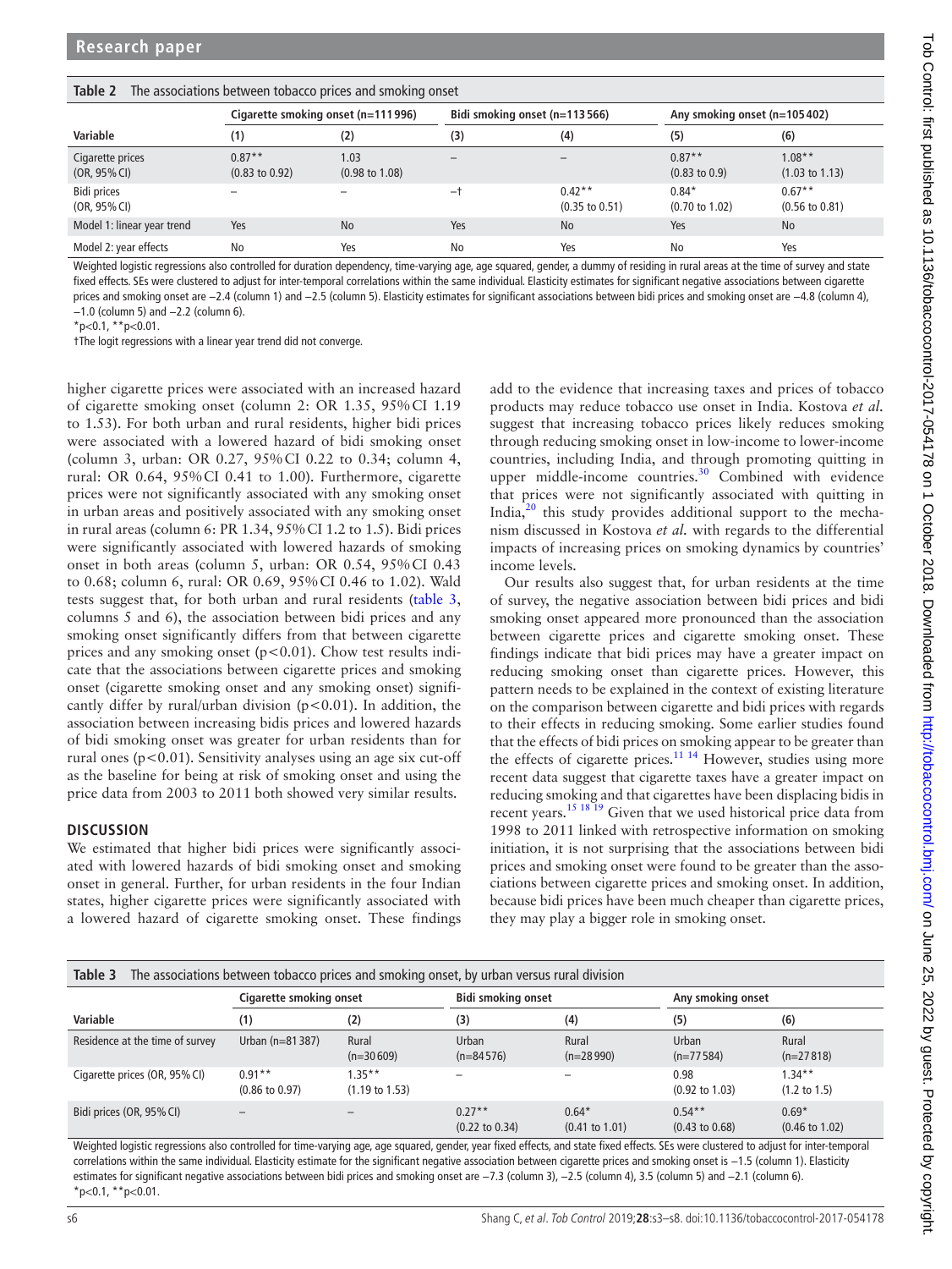**Table 2** The associations between tobacco prices and smoking onset

| Variable | Cigarette smoking onset (n=111 996) | | Bidi smoking onset (n=113 566) | | Any smoking onset (n=105 402) | |
|---|---|---|---|---|---|---|
| | (1) | (2) | (3) | (4) | (5) | (6) |
| Cigarette prices (OR, 95% CI) | 0.87** (0.83 to 0.92) | 1.03 (0.98 to 1.08) | – | – | 0.87** (0.83 to 0.9) | 1.08** (1.03 to 1.13) |
| Bidi prices (OR, 95% CI) | – | – | –† | 0.42** (0.35 to 0.51) | 0.84* (0.70 to 1.02) | 0.67** (0.56 to 0.81) |
| Model 1: linear year trend | Yes | No | Yes | No | Yes | No |
| Model 2: year effects | No | Yes | No | Yes | No | Yes |

Weighted logistic regressions also controlled for duration dependency, time-varying age, age squared, gender, a dummy of residing in rural areas at the time of survey and state fixed effects. SEs were clustered to adjust for inter-temporal correlations within the same individual. Elasticity estimates for significant negative associations between cigarette prices and smoking onset are −2.4 (column 1) and −2.5 (column 5). Elasticity estimates for significant associations between bidi prices and smoking onset are −4.8 (column 4), −1.0 (column 5) and −2.2 (column 6).

*p<0.1, **p<0.01.

†The logit regressions with a linear year trend did not converge.

higher cigarette prices were associated with an increased hazard of cigarette smoking onset (column 2: OR 1.35, 95% CI 1.19 to 1.53). For both urban and rural residents, higher bidi prices were associated with a lowered hazard of bidi smoking onset (column 3, urban: OR 0.27, 95% CI 0.22 to 0.34; column 4, rural: OR 0.64, 95% CI 0.41 to 1.00). Furthermore, cigarette prices were not significantly associated with any smoking onset in urban areas and positively associated with any smoking onset in rural areas (column 6: PR 1.34, 95% CI 1.2 to 1.5). Bidi prices were significantly associated with lowered hazards of smoking onset in both areas (column 5, urban: OR 0.54, 95% CI 0.43 to 0.68; column 6, rural: OR 0.69, 95% CI 0.46 to 1.02). Wald tests suggest that, for both urban and rural residents (table 3, columns 5 and 6), the association between bidi prices and any smoking onset significantly differs from that between cigarette prices and any smoking onset (p<0.01). Chow test results indicate that the associations between cigarette prices and smoking onset (cigarette smoking onset and any smoking onset) significantly differ by rural/urban division (p<0.01). In addition, the association between increasing bidis prices and lowered hazards of bidi smoking onset was greater for urban residents than for rural ones (p<0.01). Sensitivity analyses using an age six cut-off as the baseline for being at risk of smoking onset and using the price data from 2003 to 2011 both showed very similar results.

## DISCUSSION

We estimated that higher bidi prices were significantly associated with lowered hazards of bidi smoking onset and smoking onset in general. Further, for urban residents in the four Indian states, higher cigarette prices were significantly associated with a lowered hazard of cigarette smoking onset. These findings add to the evidence that increasing taxes and prices of tobacco products may reduce tobacco use onset in India. Kostova *et al.* suggest that increasing tobacco prices likely reduces smoking through reducing smoking onset in low-income to lower-income countries, including India, and through promoting quitting in upper middle-income countries.[30] Combined with evidence that prices were not significantly associated with quitting in India,[20] this study provides additional support to the mechanism discussed in Kostova *et al.* with regards to the differential impacts of increasing prices on smoking dynamics by countries' income levels.

Our results also suggest that, for urban residents at the time of survey, the negative association between bidi prices and bidi smoking onset appeared more pronounced than the association between cigarette prices and cigarette smoking onset. These findings indicate that bidi prices may have a greater impact on reducing smoking onset than cigarette prices. However, this pattern needs to be explained in the context of existing literature on the comparison between cigarette and bidi prices with regards to their effects in reducing smoking. Some earlier studies found that the effects of bidi prices on smoking appear to be greater than the effects of cigarette prices.[11 14] However, studies using more recent data suggest that cigarette taxes have a greater impact on reducing smoking and that cigarettes have been displacing bidis in recent years.[15 18 19] Given that we used historical price data from 1998 to 2011 linked with retrospective information on smoking initiation, it is not surprising that the associations between bidi prices and smoking onset were found to be greater than the associations between cigarette prices and smoking onset. In addition, because bidi prices have been much cheaper than cigarette prices, they may play a bigger role in smoking onset.

**Table 3** The associations between tobacco prices and smoking onset, by urban versus rural division

| Variable | Cigarette smoking onset | | Bidi smoking onset | | Any smoking onset | |
|---|---|---|---|---|---|---|
| | (1) | (2) | (3) | (4) | (5) | (6) |
| Residence at the time of survey | Urban (n=81 387) | Rural (n=30 609) | Urban (n=84 576) | Rural (n=28 990) | Urban (n=77 584) | Rural (n=27 818) |
| Cigarette prices (OR, 95% CI) | 0.91** (0.86 to 0.97) | 1.35** (1.19 to 1.53) | – | – | 0.98 (0.92 to 1.03) | 1.34** (1.2 to 1.5) |
| Bidi prices (OR, 95% CI) | – | – | 0.27** (0.22 to 0.34) | 0.64* (0.41 to 1.01) | 0.54** (0.43 to 0.68) | 0.69* (0.46 to 1.02) |

Weighted logistic regressions also controlled for time-varying age, age squared, gender, year fixed effects, and state fixed effects. SEs were clustered to adjust for inter-temporal correlations within the same individual. Elasticity estimate for the significant negative association between cigarette prices and smoking onset is −1.5 (column 1). Elasticity estimates for significant negative associations between bidi prices and smoking onset are −7.3 (column 3), −2.5 (column 4), 3.5 (column 5) and −2.1 (column 6).

*p<0.1, **p<0.01.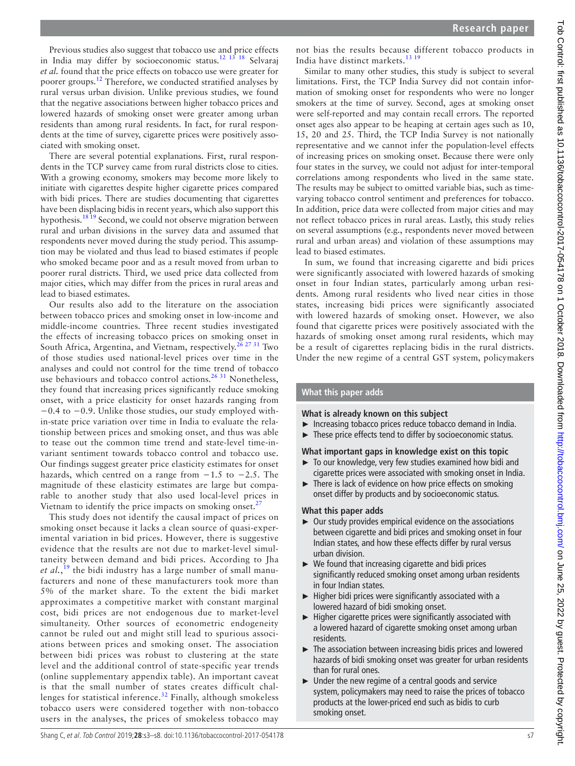Previous studies also suggest that tobacco use and price effects in India may differ by socioeconomic status.[12 13 18] Selvaraj *et al.* found that the price effects on tobacco use were greater for poorer groups.[12] Therefore, we conducted stratified analyses by rural versus urban division. Unlike previous studies, we found that the negative associations between higher tobacco prices and lowered hazards of smoking onset were greater among urban residents than among rural residents. In fact, for rural respondents at the time of survey, cigarette prices were positively associated with smoking onset.

There are several potential explanations. First, rural respondents in the TCP survey came from rural districts close to cities. With a growing economy, smokers may become more likely to initiate with cigarettes despite higher cigarette prices compared with bidi prices. There are studies documenting that cigarettes have been displacing bidis in recent years, which also support this hypothesis.[18 19] Second, we could not observe migration between rural and urban divisions in the survey data and assumed that respondents never moved during the study period. This assumption may be violated and thus lead to biased estimates if people who smoked became poor and as a result moved from urban to poorer rural districts. Third, we used price data collected from major cities, which may differ from the prices in rural areas and lead to biased estimates.

Our results also add to the literature on the association between tobacco prices and smoking onset in low-income and middle-income countries. Three recent studies investigated the effects of increasing tobacco prices on smoking onset in South Africa, Argentina, and Vietnam, respectively.[26 27 31] Two of those studies used national-level prices over time in the analyses and could not control for the time trend of tobacco use behaviours and tobacco control actions.[26 31] Nonetheless, they found that increasing prices significantly reduce smoking onset, with a price elasticity for onset hazards ranging from −0.4 to −0.9. Unlike those studies, our study employed within-state price variation over time in India to evaluate the relationship between prices and smoking onset, and thus was able to tease out the common time trend and state-level time-invariant sentiment towards tobacco control and tobacco use. Our findings suggest greater price elasticity estimates for onset hazards, which centred on a range from −1.5 to −2.5. The magnitude of these elasticity estimates are large but comparable to another study that also used local-level prices in Vietnam to identify the price impacts on smoking onset.[27]

This study does not identify the causal impact of prices on smoking onset because it lacks a clean source of quasi-experimental variation in bid prices. However, there is suggestive evidence that the results are not due to market-level simultaneity between demand and bidi prices. According to Jha *et al.*,[19] the bidi industry has a large number of small manufacturers and none of these manufacturers took more than 5% of the market share. To the extent the bidi market approximates a competitive market with constant marginal cost, bidi prices are not endogenous due to market-level simultaneity. Other sources of econometric endogeneity cannot be ruled out and might still lead to spurious associations between prices and smoking onset. The association between bidi prices was robust to clustering at the state level and the additional control of state-specific year trends (online supplementary appendix table). An important caveat is that the small number of states creates difficult challenges for statistical inference.[32] Finally, although smokeless tobacco users were considered together with non-tobacco users in the analyses, the prices of smokeless tobacco may not bias the results because different tobacco products in India have distinct markets.[13 19]

Similar to many other studies, this study is subject to several limitations. First, the TCP India Survey did not contain information of smoking onset for respondents who were no longer smokers at the time of survey. Second, ages at smoking onset were self-reported and may contain recall errors. The reported onset ages also appear to be heaping at certain ages such as 10, 15, 20 and 25. Third, the TCP India Survey is not nationally representative and we cannot infer the population-level effects of increasing prices on smoking onset. Because there were only four states in the survey, we could not adjust for inter-temporal correlations among respondents who lived in the same state. The results may be subject to omitted variable bias, such as time-varying tobacco control sentiment and preferences for tobacco. In addition, price data were collected from major cities and may not reflect tobacco prices in rural areas. Lastly, this study relies on several assumptions (e.g., respondents never moved between rural and urban areas) and violation of these assumptions may lead to biased estimates.

In sum, we found that increasing cigarette and bidi prices were significantly associated with lowered hazards of smoking onset in four Indian states, particularly among urban residents. Among rural residents who lived near cities in those states, increasing bidi prices were significantly associated with lowered hazards of smoking onset. However, we also found that cigarette prices were positively associated with the hazards of smoking onset among rural residents, which may be a result of cigarettes replacing bidis in the rural districts. Under the new regime of a central GST system, policymakers

## What this paper adds

**What is already known on this subject**

- Increasing tobacco prices reduce tobacco demand in India.
- These price effects tend to differ by socioeconomic status.

**What important gaps in knowledge exist on this topic**

- To our knowledge, very few studies examined how bidi and cigarette prices were associated with smoking onset in India.
- There is lack of evidence on how price effects on smoking onset differ by products and by socioeconomic status.

**What this paper adds**

- Our study provides empirical evidence on the associations between cigarette and bidi prices and smoking onset in four Indian states, and how these effects differ by rural versus urban division.
- We found that increasing cigarette and bidi prices significantly reduced smoking onset among urban residents in four Indian states.
- Higher bidi prices were significantly associated with a lowered hazard of bidi smoking onset.
- Higher cigarette prices were significantly associated with a lowered hazard of cigarette smoking onset among urban residents.
- The association between increasing bidis prices and lowered hazards of bidi smoking onset was greater for urban residents than for rural ones.
- Under the new regime of a central goods and service system, policymakers may need to raise the prices of tobacco products at the lower-priced end such as bidis to curb smoking onset.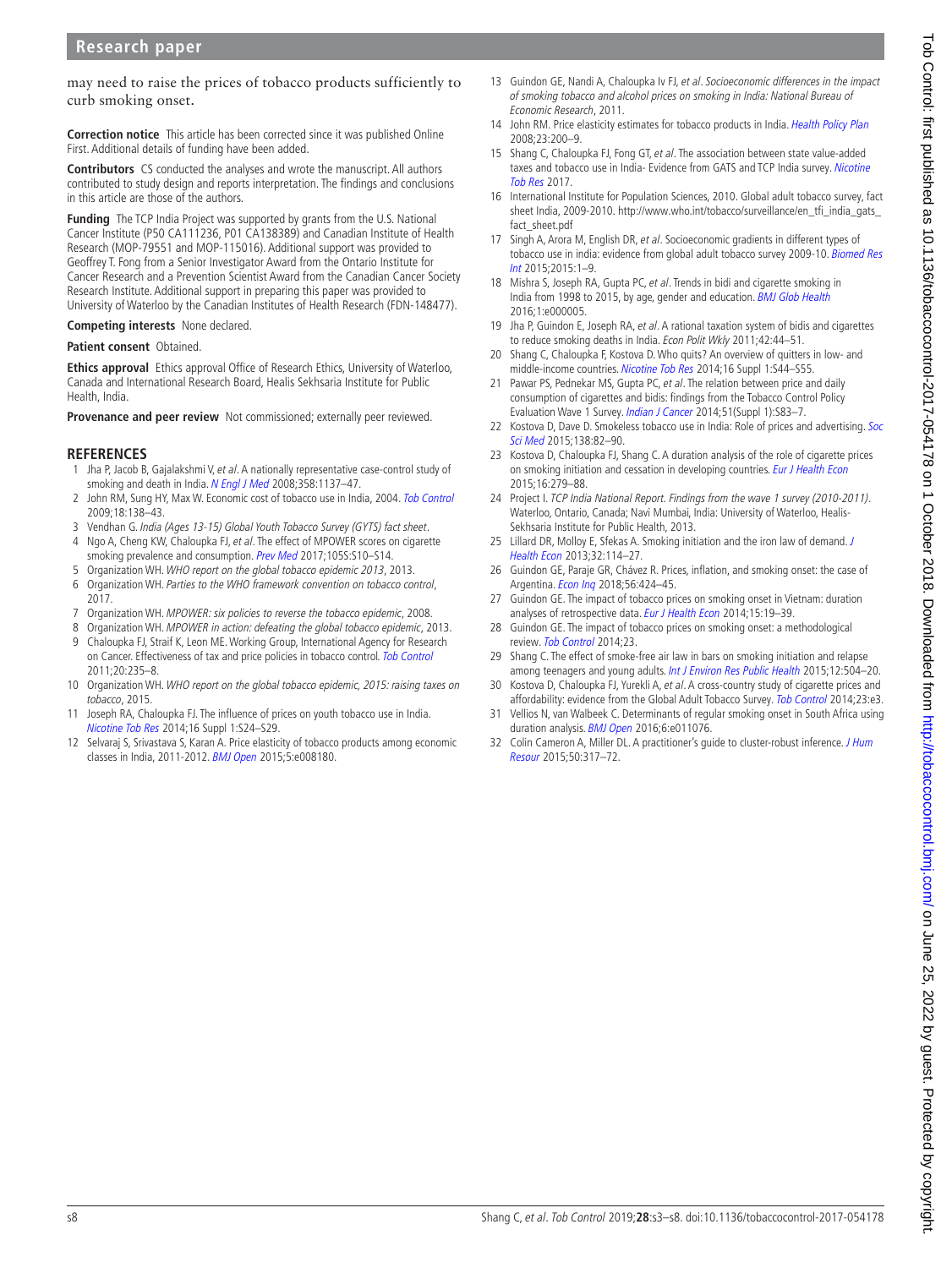may need to raise the prices of tobacco products sufficiently to curb smoking onset.

**Correction notice** This article has been corrected since it was published Online First. Additional details of funding have been added.

**Contributors** CS conducted the analyses and wrote the manuscript. All authors contributed to study design and reports interpretation. The findings and conclusions in this article are those of the authors.

**Funding** The TCP India Project was supported by grants from the U.S. National Cancer Institute (P50 CA111236, P01 CA138389) and Canadian Institute of Health Research (MOP-79551 and MOP-115016). Additional support was provided to Geoffrey T. Fong from a Senior Investigator Award from the Ontario Institute for Cancer Research and a Prevention Scientist Award from the Canadian Cancer Society Research Institute. Additional support in preparing this paper was provided to University of Waterloo by the Canadian Institutes of Health Research (FDN-148477).

**Competing interests** None declared.

**Patient consent** Obtained.

**Ethics approval** Ethics approval Office of Research Ethics, University of Waterloo, Canada and International Research Board, Healis Sekhsaria Institute for Public Health, India.

**Provenance and peer review** Not commissioned; externally peer reviewed.

## REFERENCES

1. Jha P, Jacob B, Gajalakshmi V, *et al*. A nationally representative case-control study of smoking and death in India. *N Engl J Med* 2008;358:1137–47.
2. John RM, Sung HY, Max W. Economic cost of tobacco use in India, 2004. *Tob Control* 2009;18:138–43.
3. Vendhan G. *India (Ages 13-15) Global Youth Tobacco Survey (GYTS) fact sheet*.
4. Ngo A, Cheng KW, Chaloupka FJ, *et al*. The effect of MPOWER scores on cigarette smoking prevalence and consumption. *Prev Med* 2017;105S:S10–S14.
5. Organization WH. *WHO report on the global tobacco epidemic 2013*, 2013.
6. Organization WH. *Parties to the WHO framework convention on tobacco control*, 2017.
7. Organization WH. *MPOWER: six policies to reverse the tobacco epidemic*, 2008.
8. Organization WH. *MPOWER in action: defeating the global tobacco epidemic*, 2013.
9. Chaloupka FJ, Straif K, Leon ME. Working Group, International Agency for Research on Cancer. Effectiveness of tax and price policies in tobacco control. *Tob Control* 2011;20:235–8.
10. Organization WH. *WHO report on the global tobacco epidemic, 2015: raising taxes on tobacco*, 2015.
11. Joseph RA, Chaloupka FJ. The influence of prices on youth tobacco use in India. *Nicotine Tob Res* 2014;16 Suppl 1:S24–S29.
12. Selvaraj S, Srivastava S, Karan A. Price elasticity of tobacco products among economic classes in India, 2011-2012. *BMJ Open* 2015;5:e008180.
13. Guindon GE, Nandi A, Chaloupka Iv FJ, *et al*. *Socioeconomic differences in the impact of smoking tobacco and alcohol prices on smoking in India: National Bureau of Economic Research*, 2011.
14. John RM. Price elasticity estimates for tobacco products in India. *Health Policy Plan* 2008;23:200–9.
15. Shang C, Chaloupka FJ, Fong GT, *et al*. The association between state value-added taxes and tobacco use in India- Evidence from GATS and TCP India survey. *Nicotine Tob Res* 2017.
16. International Institute for Population Sciences, 2010. Global adult tobacco survey, fact sheet India, 2009-2010. http://www.who.int/tobacco/surveillance/en_tfi_india_gats_fact_sheet.pdf
17. Singh A, Arora M, English DR, *et al*. Socioeconomic gradients in different types of tobacco use in india: evidence from global adult tobacco survey 2009-10. *Biomed Res Int* 2015;2015:1–9.
18. Mishra S, Joseph RA, Gupta PC, *et al*. Trends in bidi and cigarette smoking in India from 1998 to 2015, by age, gender and education. *BMJ Glob Health* 2016;1:e000005.
19. Jha P, Guindon E, Joseph RA, *et al*. A rational taxation system of bidis and cigarettes to reduce smoking deaths in India. *Econ Polit Wkly* 2011;42:44–51.
20. Shang C, Chaloupka FJ, Kostova D. Who quits? An overview of quitters in low- and middle-income countries. *Nicotine Tob Res* 2014;16 Suppl 1:S44–S55.
21. Pawar PS, Pednekar MS, Gupta PC, *et al*. The relation between price and daily consumption of cigarettes and bidis: findings from the Tobacco Control Policy Evaluation Wave 1 Survey. *Indian J Cancer* 2014;51(Suppl 1):S83–7.
22. Kostova D, Dave D. Smokeless tobacco use in India: Role of prices and advertising. *Soc Sci Med* 2015;138:82–90.
23. Kostova D, Chaloupka FJ, Shang C. A duration analysis of the role of cigarette prices on smoking initiation and cessation in developing countries. *Eur J Health Econ* 2015;16:279–88.
24. Project I. *TCP India National Report. Findings from the wave 1 survey (2010-2011)*. Waterloo, Ontario, Canada; Navi Mumbai, India: University of Waterloo, Healis-Sekhsaria Institute for Public Health, 2013.
25. Lillard DR, Molloy E, Sfekas A. Smoking initiation and the iron law of demand. *J Health Econ* 2013;32:114–27.
26. Guindon GE, Paraje GR, Chávez R. Prices, inflation, and smoking onset: the case of Argentina. *Econ Inq* 2018;56:424–45.
27. Guindon GE. The impact of tobacco prices on smoking onset in Vietnam: duration analyses of retrospective data. *Eur J Health Econ* 2014;15:19–39.
28. Guindon GE. The impact of tobacco prices on smoking onset: a methodological review. *Tob Control* 2014;23.
29. Shang C. The effect of smoke-free air law in bars on smoking initiation and relapse among teenagers and young adults. *Int J Environ Res Public Health* 2015;12:504–20.
30. Kostova D, Chaloupka FJ, Yurekli A, *et al*. A cross-country study of cigarette prices and affordability: evidence from the Global Adult Tobacco Survey. *Tob Control* 2014;23:e3.
31. Vellios N, van Walbeek C. Determinants of regular smoking onset in South Africa using duration analysis. *BMJ Open* 2016;6:e011076.
32. Colin Cameron A, Miller DL. A practitioner's guide to cluster-robust inference. *J Hum Resour* 2015;50:317–72.